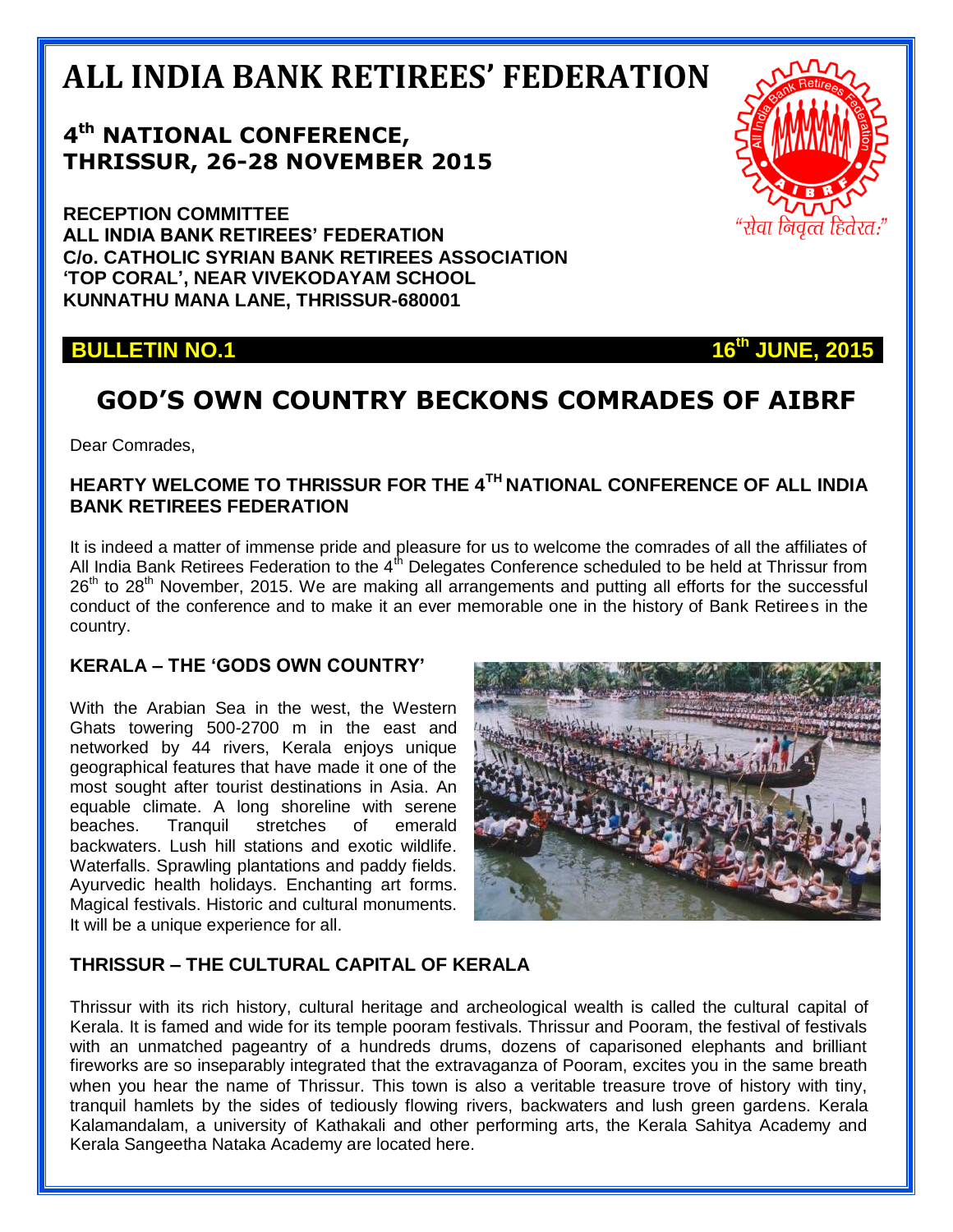# ALL INDIA BANK RETIREES' FEDERATION

## 4th NATIONAL CONFERENCE, THRISSUR, 26-28 NOVEMBER 2015

**RECEPTION COMMITTEE**
**ALL INDIA BANK RETIREES' FEDERATION**
**C/o. CATHOLIC SYRIAN BANK RETIREES ASSOCIATION**
**'TOP CORAL', NEAR VIVEKODAYAM SCHOOL**
**KUNNATHU MANA LANE, THRISSUR-680001**

"सेवा निवृत्त हितेरत:"

**BULLETIN NO.1** **16th JUNE, 2015**

## GOD'S OWN COUNTRY BECKONS COMRADES OF AIBRF

Dear Comrades,

### HEARTY WELCOME TO THRISSUR FOR THE 4TH NATIONAL CONFERENCE OF ALL INDIA BANK RETIREES FEDERATION

It is indeed a matter of immense pride and pleasure for us to welcome the comrades of all the affiliates of All India Bank Retirees Federation to the 4th Delegates Conference scheduled to be held at Thrissur from 26th to 28th November, 2015. We are making all arrangements and putting all efforts for the successful conduct of the conference and to make it an ever memorable one in the history of Bank Retirees in the country.

### KERALA – THE 'GODS OWN COUNTRY'

With the Arabian Sea in the west, the Western Ghats towering 500-2700 m in the east and networked by 44 rivers, Kerala enjoys unique geographical features that have made it one of the most sought after tourist destinations in Asia. An equable climate. A long shoreline with serene beaches. Tranquil stretches of emerald backwaters. Lush hill stations and exotic wildlife. Waterfalls. Sprawling plantations and paddy fields. Ayurvedic health holidays. Enchanting art forms. Magical festivals. Historic and cultural monuments. It will be a unique experience for all.

### THRISSUR – THE CULTURAL CAPITAL OF KERALA

Thrissur with its rich history, cultural heritage and archeological wealth is called the cultural capital of Kerala. It is famed and wide for its temple pooram festivals. Thrissur and Pooram, the festival of festivals with an unmatched pageantry of a hundreds drums, dozens of caparisoned elephants and brilliant fireworks are so inseparably integrated that the extravaganza of Pooram, excites you in the same breath when you hear the name of Thrissur. This town is also a veritable treasure trove of history with tiny, tranquil hamlets by the sides of tediously flowing rivers, backwaters and lush green gardens. Kerala Kalamandalam, a university of Kathakali and other performing arts, the Kerala Sahitya Academy and Kerala Sangeetha Nataka Academy are located here.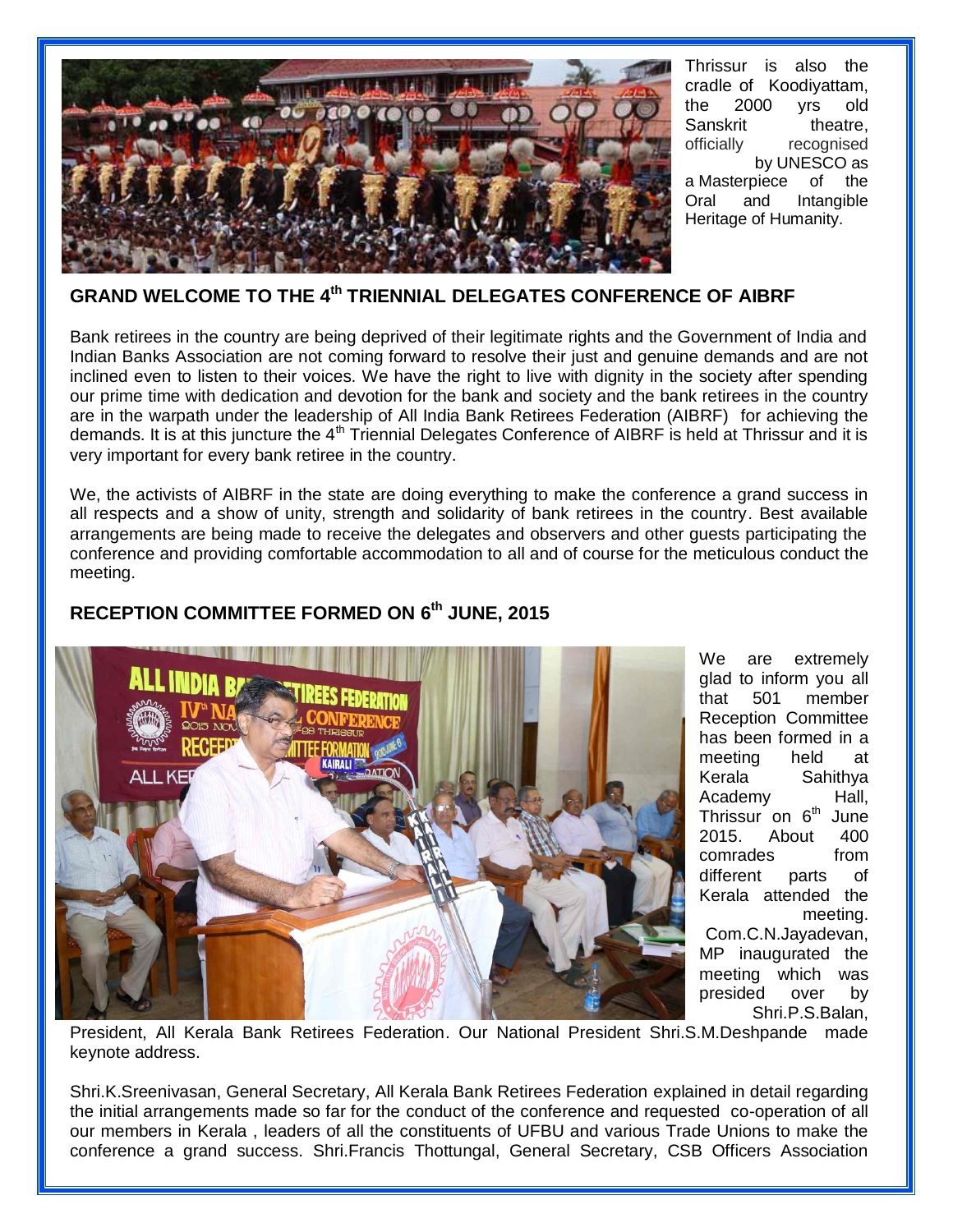Thrissur is also the cradle of Koodiyattam, the 2000 yrs old Sanskrit theatre, officially recognised by UNESCO as a Masterpiece of the Oral and Intangible Heritage of Humanity.

## GRAND WELCOME TO THE 4th TRIENNIAL DELEGATES CONFERENCE OF AIBRF

Bank retirees in the country are being deprived of their legitimate rights and the Government of India and Indian Banks Association are not coming forward to resolve their just and genuine demands and are not inclined even to listen to their voices. We have the right to live with dignity in the society after spending our prime time with dedication and devotion for the bank and society and the bank retirees in the country are in the warpath under the leadership of All India Bank Retirees Federation (AIBRF) for achieving the demands. It is at this juncture the 4th Triennial Delegates Conference of AIBRF is held at Thrissur and it is very important for every bank retiree in the country.

We, the activists of AIBRF in the state are doing everything to make the conference a grand success in all respects and a show of unity, strength and solidarity of bank retirees in the country. Best available arrangements are being made to receive the delegates and observers and other guests participating the conference and providing comfortable accommodation to all and of course for the meticulous conduct the meeting.

## RECEPTION COMMITTEE FORMED ON 6th JUNE, 2015

We are extremely glad to inform you all that 501 member Reception Committee has been formed in a meeting held at Kerala Sahithya Academy Hall, Thrissur on 6th June 2015. About 400 comrades from different parts of Kerala attended the meeting. Com.C.N.Jayadevan, MP inaugurated the meeting which was presided over by Shri.P.S.Balan, President, All Kerala Bank Retirees Federation. Our National President Shri.S.M.Deshpande made keynote address.

Shri.K.Sreenivasan, General Secretary, All Kerala Bank Retirees Federation explained in detail regarding the initial arrangements made so far for the conduct of the conference and requested co-operation of all our members in Kerala , leaders of all the constituents of UFBU and various Trade Unions to make the conference a grand success. Shri.Francis Thottungal, General Secretary, CSB Officers Association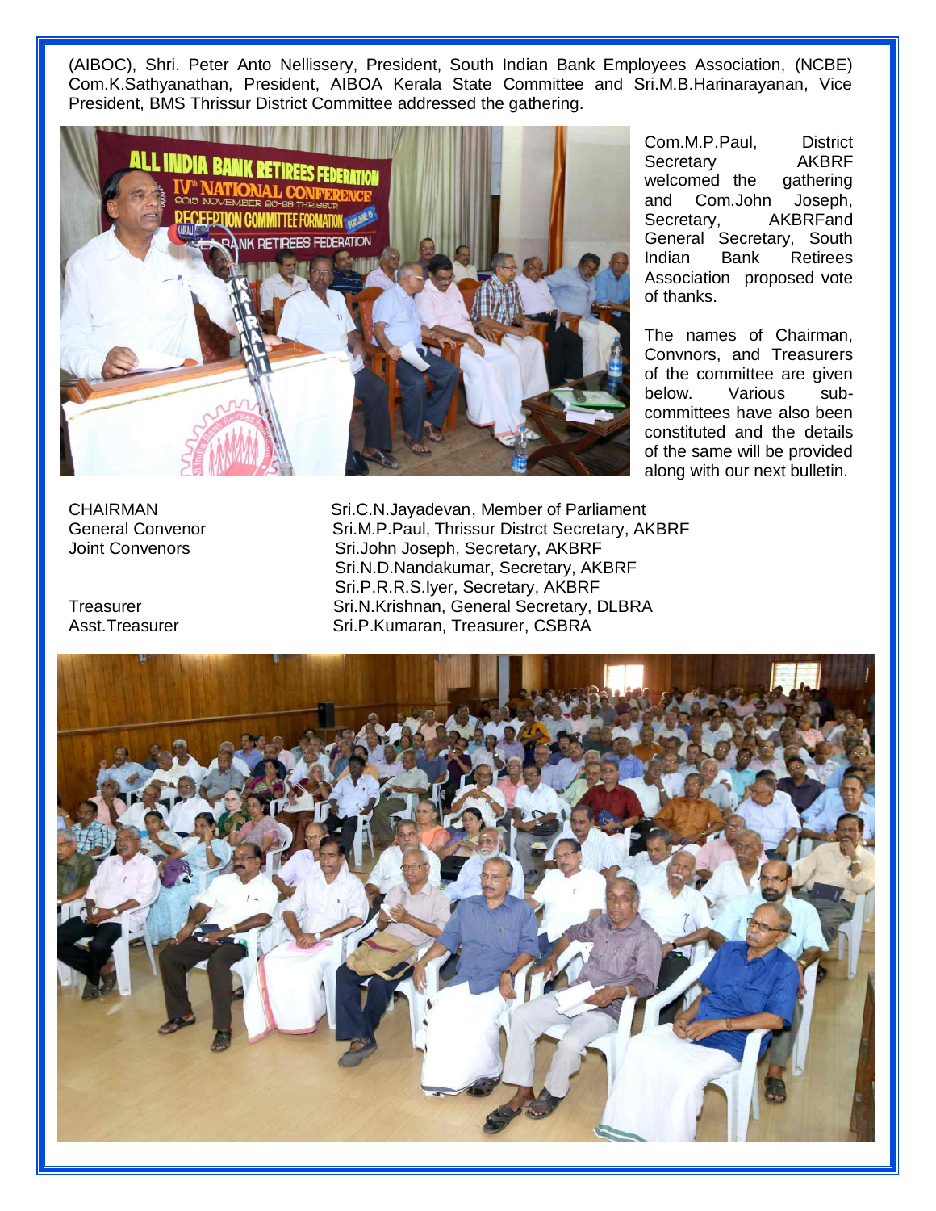(AIBOC), Shri. Peter Anto Nellissery, President, South Indian Bank Employees Association, (NCBE) Com.K.Sathyanathan, President, AIBOA Kerala State Committee and Sri.M.B.Harinarayanan, Vice President, BMS Thrissur District Committee addressed the gathering.

Com.M.P.Paul, District Secretary AKBRF welcomed the gathering and Com.John Joseph, Secretary, AKBRFand General Secretary, South Indian Bank Retirees Association proposed vote of thanks.

The names of Chairman, Convnors, and Treasurers of the committee are given below. Various sub-committees have also been constituted and the details of the same will be provided along with our next bulletin.

| | |
|---|---|
| CHAIRMAN | Sri.C.N.Jayadevan, Member of Parliament |
| General Convenor | Sri.M.P.Paul, Thrissur Distrct Secretary, AKBRF |
| Joint Convenors | Sri.John Joseph, Secretary, AKBRF |
| | Sri.N.D.Nandakumar, Secretary, AKBRF |
| | Sri.P.R.R.S.Iyer, Secretary, AKBRF |
| Treasurer | Sri.N.Krishnan, General Secretary, DLBRA |
| Asst.Treasurer | Sri.P.Kumaran, Treasurer, CSBRA |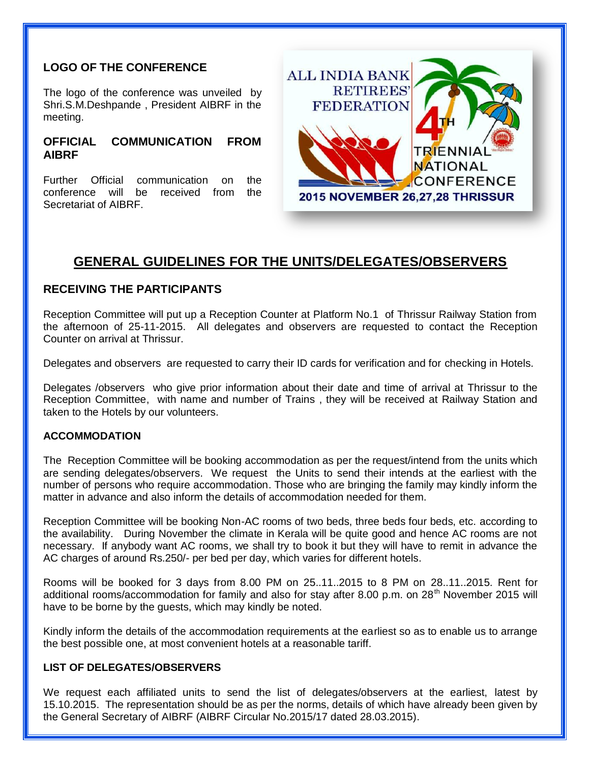**LOGO OF THE CONFERENCE**

The logo of the conference was unveiled by Shri.S.M.Deshpande , President AIBRF in the meeting.

**OFFICIAL COMMUNICATION FROM AIBRF**

Further Official communication on the conference will be received from the Secretariat of AIBRF.

ALL INDIA BANK RETIREES' FEDERATION

4TH TRIENNIAL NATIONAL CONFERENCE

2015 NOVEMBER 26,27,28 THRISSUR

## GENERAL GUIDELINES FOR THE UNITS/DELEGATES/OBSERVERS

### RECEIVING THE PARTICIPANTS

Reception Committee will put up a Reception Counter at Platform No.1 of Thrissur Railway Station from the afternoon of 25-11-2015. All delegates and observers are requested to contact the Reception Counter on arrival at Thrissur.

Delegates and observers are requested to carry their ID cards for verification and for checking in Hotels.

Delegates /observers who give prior information about their date and time of arrival at Thrissur to the Reception Committee, with name and number of Trains , they will be received at Railway Station and taken to the Hotels by our volunteers.

**ACCOMMODATION**

The Reception Committee will be booking accommodation as per the request/intend from the units which are sending delegates/observers. We request the Units to send their intends at the earliest with the number of persons who require accommodation. Those who are bringing the family may kindly inform the matter in advance and also inform the details of accommodation needed for them.

Reception Committee will be booking Non-AC rooms of two beds, three beds four beds, etc. according to the availability. During November the climate in Kerala will be quite good and hence AC rooms are not necessary. If anybody want AC rooms, we shall try to book it but they will have to remit in advance the AC charges of around Rs.250/- per bed per day, which varies for different hotels.

Rooms will be booked for 3 days from 8.00 PM on 25..11..2015 to 8 PM on 28..11..2015. Rent for additional rooms/accommodation for family and also for stay after 8.00 p.m. on 28th November 2015 will have to be borne by the guests, which may kindly be noted.

Kindly inform the details of the accommodation requirements at the earliest so as to enable us to arrange the best possible one, at most convenient hotels at a reasonable tariff.

**LIST OF DELEGATES/OBSERVERS**

We request each affiliated units to send the list of delegates/observers at the earliest, latest by 15.10.2015. The representation should be as per the norms, details of which have already been given by the General Secretary of AIBRF (AIBRF Circular No.2015/17 dated 28.03.2015).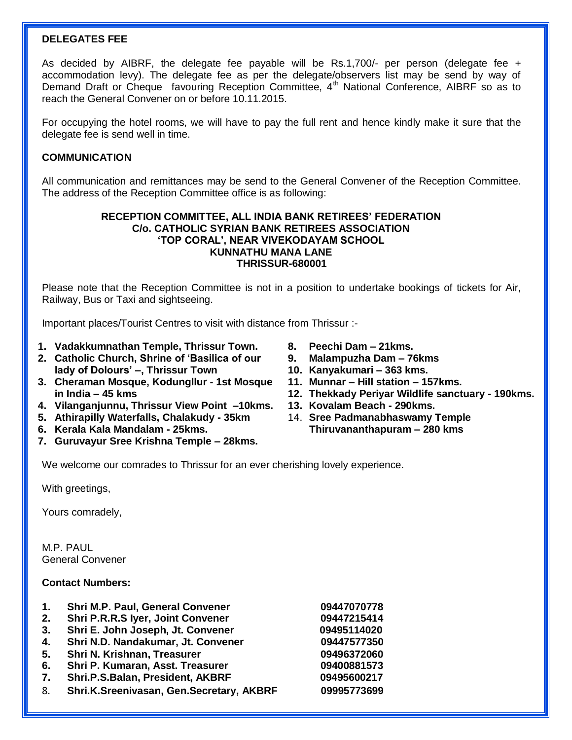**DELEGATES FEE**

As decided by AIBRF, the delegate fee payable will be Rs.1,700/- per person (delegate fee + accommodation levy). The delegate fee as per the delegate/observers list may be send by way of Demand Draft or Cheque favouring Reception Committee, 4th National Conference, AIBRF so as to reach the General Convener on or before 10.11.2015.

For occupying the hotel rooms, we will have to pay the full rent and hence kindly make it sure that the delegate fee is send well in time.

**COMMUNICATION**

All communication and remittances may be send to the General Convener of the Reception Committee. The address of the Reception Committee office is as following:

**RECEPTION COMMITTEE, ALL INDIA BANK RETIREES' FEDERATION**
**C/o. CATHOLIC SYRIAN BANK RETIREES ASSOCIATION**
**'TOP CORAL', NEAR VIVEKODAYAM SCHOOL**
**KUNNATHU MANA LANE**
**THRISSUR-680001**

Please note that the Reception Committee is not in a position to undertake bookings of tickets for Air, Railway, Bus or Taxi and sightseeing.

Important places/Tourist Centres to visit with distance from Thrissur :-

1. **Vadakkumnathan Temple, Thrissur Town.**
2. **Catholic Church, Shrine of 'Basilica of our lady of Dolours' –, Thrissur Town**
3. **Cheraman Mosque, Kodungllur - 1st Mosque in India – 45 kms**
4. **Vilanganjunnu, Thrissur View Point –10kms.**
5. **Athirapilly Waterfalls, Chalakudy - 35km**
6. **Kerala Kala Mandalam - 25kms.**
7. **Guruvayur Sree Krishna Temple – 28kms.**
8. **Peechi Dam – 21kms.**
9. **Malampuzha Dam – 76kms**
10. **Kanyakumari – 363 kms.**
11. **Munnar – Hill station – 157kms.**
12. **Thekkady Periyar Wildlife sanctuary - 190kms.**
13. **Kovalam Beach - 290kms.**
14. **Sree Padmanabhaswamy Temple Thiruvananthapuram – 280 kms**

We welcome our comrades to Thrissur for an ever cherishing lovely experience.

With greetings,

Yours comradely,

M.P. PAUL
General Convener

**Contact Numbers:**

| | | |
|---|---|---|
| 1. | **Shri M.P. Paul, General Convener** | **09447070778** |
| 2. | **Shri P.R.R.S Iyer, Joint Convener** | **09447215414** |
| 3. | **Shri E. John Joseph, Jt. Convener** | **09495114020** |
| 4. | **Shri N.D. Nandakumar, Jt. Convener** | **09447577350** |
| 5. | **Shri N. Krishnan, Treasurer** | **09496372060** |
| 6. | **Shri P. Kumaran, Asst. Treasurer** | **09400881573** |
| 7. | **Shri.P.S.Balan, President, AKBRF** | **09495600217** |
| 8. | **Shri.K.Sreenivasan, Gen.Secretary, AKBRF** | **09995773699** |